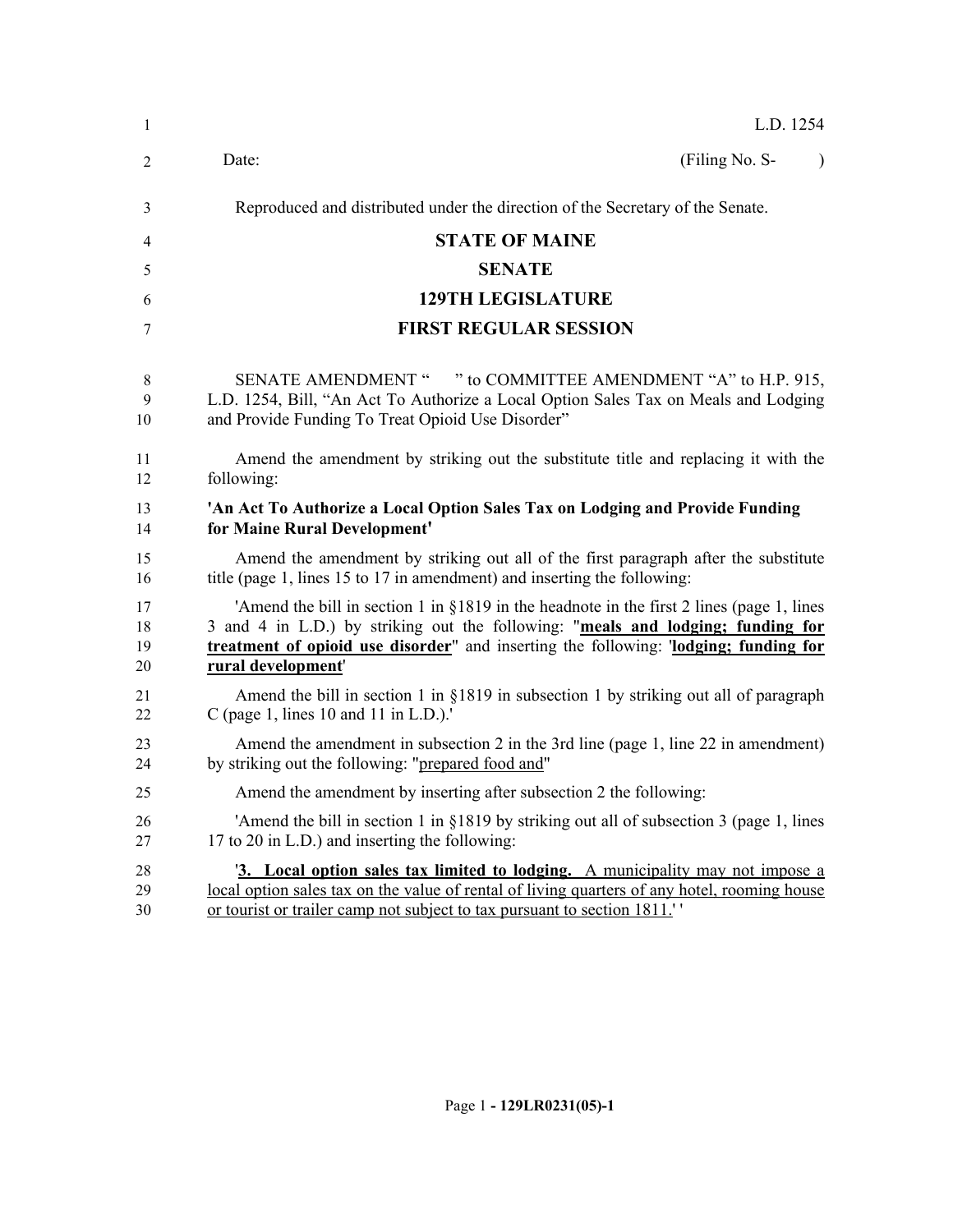L.D. 1254

Date: (Filing No. S- )

Reproduced and distributed under the direction of the Secretary of the Senate.

# STATE OF MAINE

## SENATE

## 129TH LEGISLATURE

## FIRST REGULAR SESSION

SENATE AMENDMENT " " to COMMITTEE AMENDMENT "A" to H.P. 915, L.D. 1254, Bill, "An Act To Authorize a Local Option Sales Tax on Meals and Lodging and Provide Funding To Treat Opioid Use Disorder"

Amend the amendment by striking out the substitute title and replacing it with the following:

**'An Act To Authorize a Local Option Sales Tax on Lodging and Provide Funding for Maine Rural Development'**

Amend the amendment by striking out all of the first paragraph after the substitute title (page 1, lines 15 to 17 in amendment) and inserting the following:

'Amend the bill in section 1 in §1819 in the headnote in the first 2 lines (page 1, lines 3 and 4 in L.D.) by striking out the following: "**meals and lodging; funding for treatment of opioid use disorder**" and inserting the following: '**lodging; funding for rural development**'

Amend the bill in section 1 in §1819 in subsection 1 by striking out all of paragraph C (page 1, lines 10 and 11 in L.D.).'

Amend the amendment in subsection 2 in the 3rd line (page 1, line 22 in amendment) by striking out the following: "prepared food and"

Amend the amendment by inserting after subsection 2 the following:

'Amend the bill in section 1 in §1819 by striking out all of subsection 3 (page 1, lines 17 to 20 in L.D.) and inserting the following:

'**3. Local option sales tax limited to lodging.** A municipality may not impose a local option sales tax on the value of rental of living quarters of any hotel, rooming house or tourist or trailer camp not subject to tax pursuant to section 1811.' '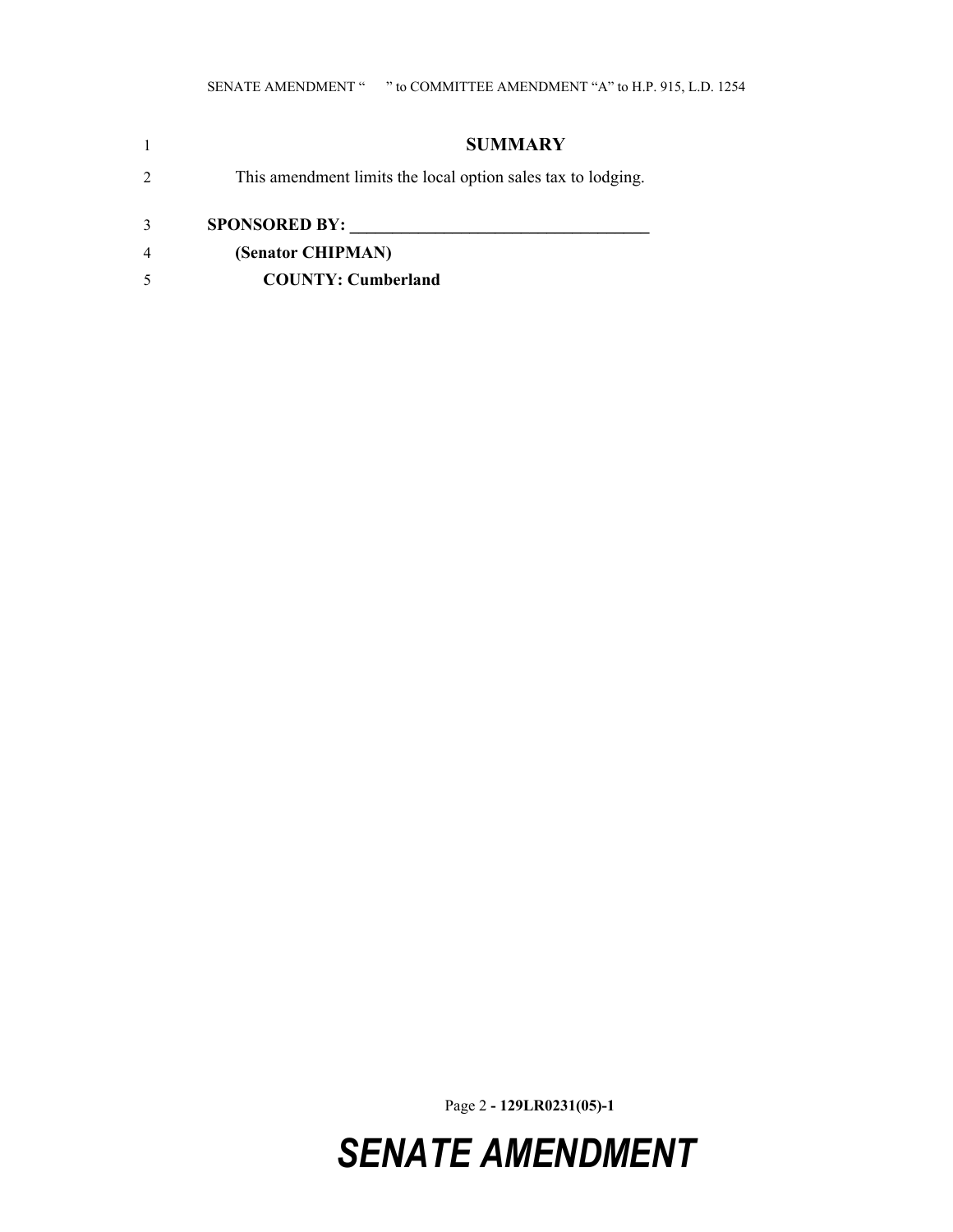## SUMMARY

This amendment limits the local option sales tax to lodging.

**SPONSORED BY: ___________________________________**

**(Senator CHIPMAN)**

**COUNTY: Cumberland**